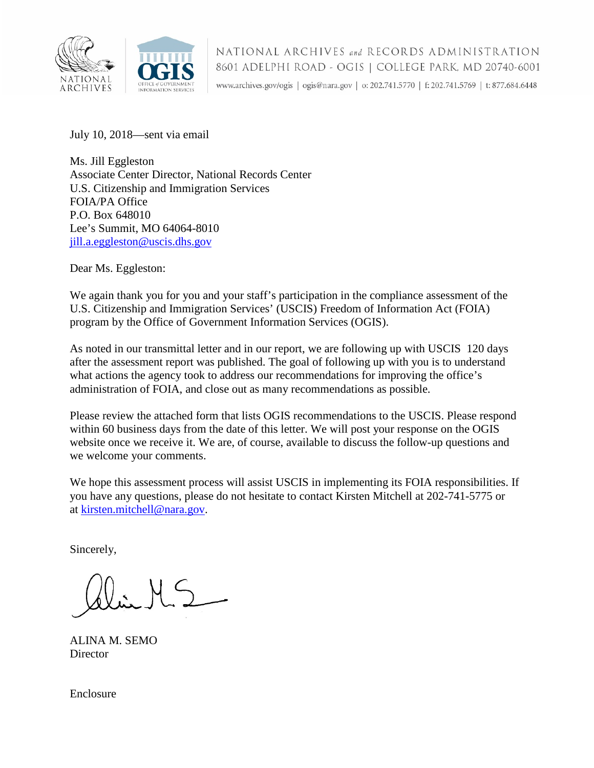NATIONAL ARCHIVES *and* RECORDS ADMINISTRATION
8601 ADELPHI ROAD - OGIS | COLLEGE PARK, MD 20740-6001
www.archives.gov/ogis | ogis@nara.gov | o: 202.741.5770 | f: 202.741.5769 | t: 877.684.6448

July 10, 2018—sent via email

Ms. Jill Eggleston
Associate Center Director, National Records Center
U.S. Citizenship and Immigration Services
FOIA/PA Office
P.O. Box 648010
Lee's Summit, MO 64064-8010
jill.a.eggleston@uscis.dhs.gov

Dear Ms. Eggleston:

We again thank you for you and your staff's participation in the compliance assessment of the U.S. Citizenship and Immigration Services' (USCIS) Freedom of Information Act (FOIA) program by the Office of Government Information Services (OGIS).

As noted in our transmittal letter and in our report, we are following up with USCIS 120 days after the assessment report was published. The goal of following up with you is to understand what actions the agency took to address our recommendations for improving the office's administration of FOIA, and close out as many recommendations as possible.

Please review the attached form that lists OGIS recommendations to the USCIS. Please respond within 60 business days from the date of this letter. We will post your response on the OGIS website once we receive it. We are, of course, available to discuss the follow-up questions and we welcome your comments.

We hope this assessment process will assist USCIS in implementing its FOIA responsibilities. If you have any questions, please do not hesitate to contact Kirsten Mitchell at 202-741-5775 or at kirsten.mitchell@nara.gov.

Sincerely,

ALINA M. SEMO
Director

Enclosure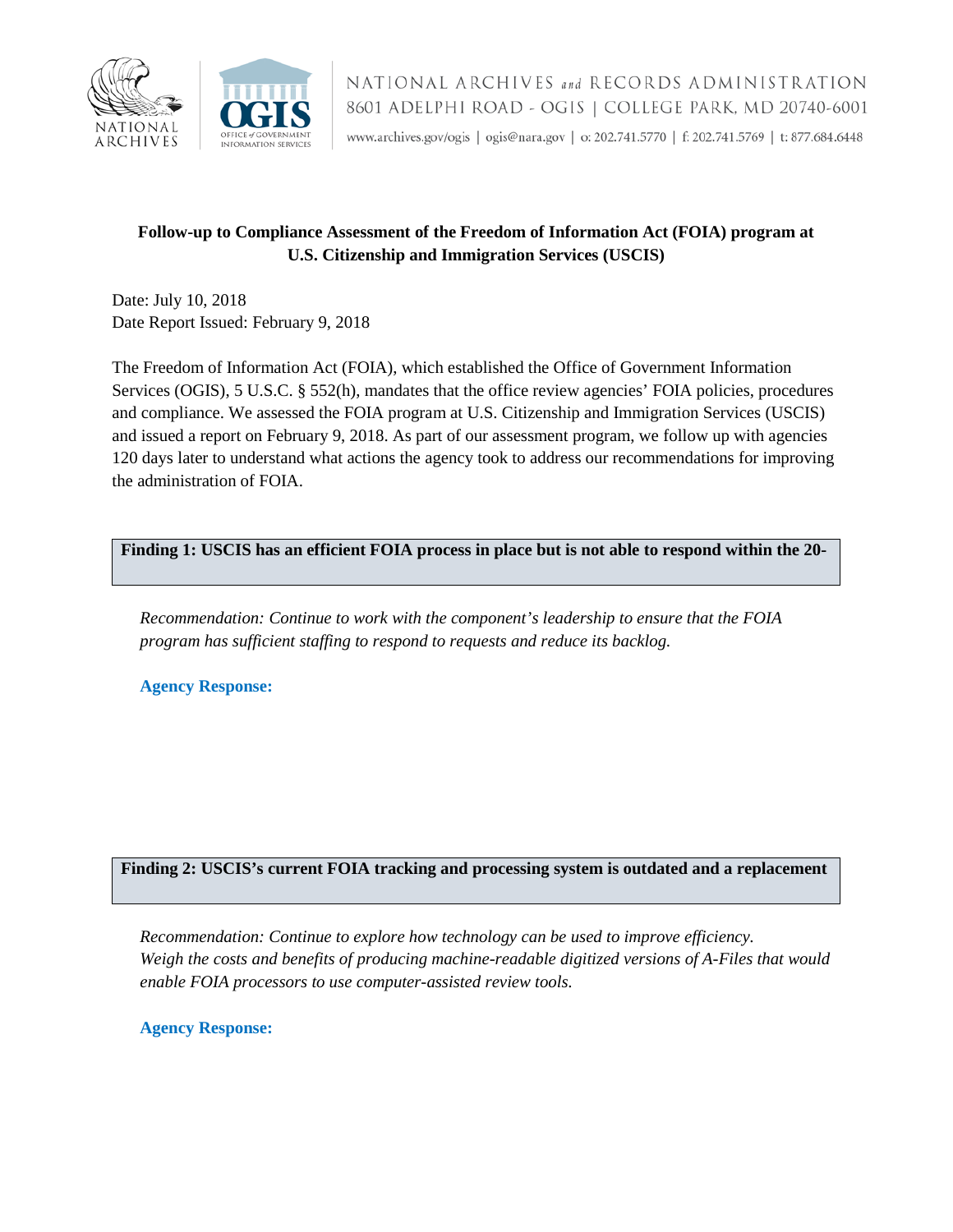**Follow-up to Compliance Assessment of the Freedom of Information Act (FOIA) program at U.S. Citizenship and Immigration Services (USCIS)**

Date: July 10, 2018
Date Report Issued: February 9, 2018

The Freedom of Information Act (FOIA), which established the Office of Government Information Services (OGIS), 5 U.S.C. § 552(h), mandates that the office review agencies' FOIA policies, procedures and compliance. We assessed the FOIA program at U.S. Citizenship and Immigration Services (USCIS) and issued a report on February 9, 2018. As part of our assessment program, we follow up with agencies 120 days later to understand what actions the agency took to address our recommendations for improving the administration of FOIA.

**Finding 1: USCIS has an efficient FOIA process in place but is not able to respond within the 20-**

*Recommendation: Continue to work with the component's leadership to ensure that the FOIA program has sufficient staffing to respond to requests and reduce its backlog.*

**Agency Response:**

**Finding 2: USCIS's current FOIA tracking and processing system is outdated and a replacement**

*Recommendation: Continue to explore how technology can be used to improve efficiency. Weigh the costs and benefits of producing machine-readable digitized versions of A-Files that would enable FOIA processors to use computer-assisted review tools.*

**Agency Response:**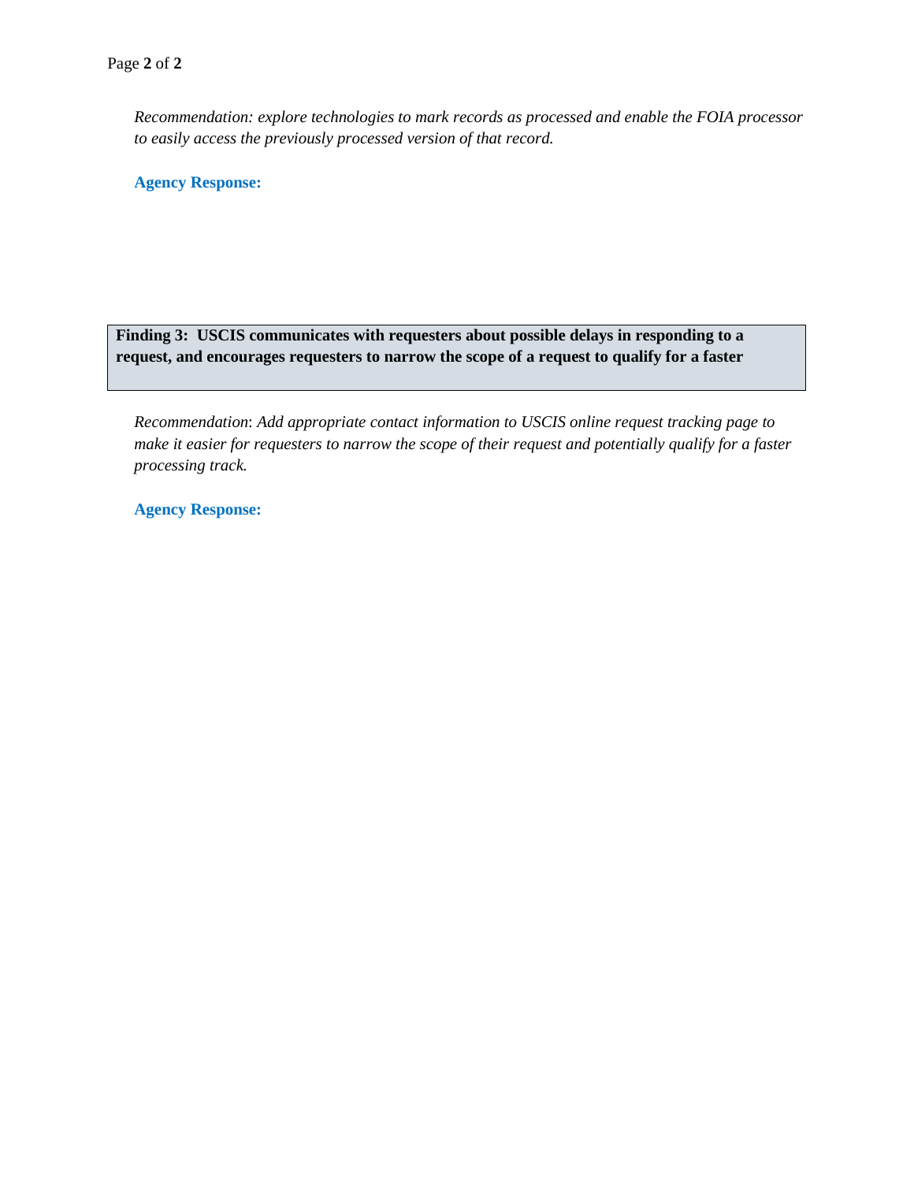*Recommendation: explore technologies to mark records as processed and enable the FOIA processor to easily access the previously processed version of that record.*

**Agency Response:**

**Finding 3: USCIS communicates with requesters about possible delays in responding to a request, and encourages requesters to narrow the scope of a request to qualify for a faster**

*Recommendation*: *Add appropriate contact information to USCIS online request tracking page to make it easier for requesters to narrow the scope of their request and potentially qualify for a faster processing track.*

**Agency Response:**